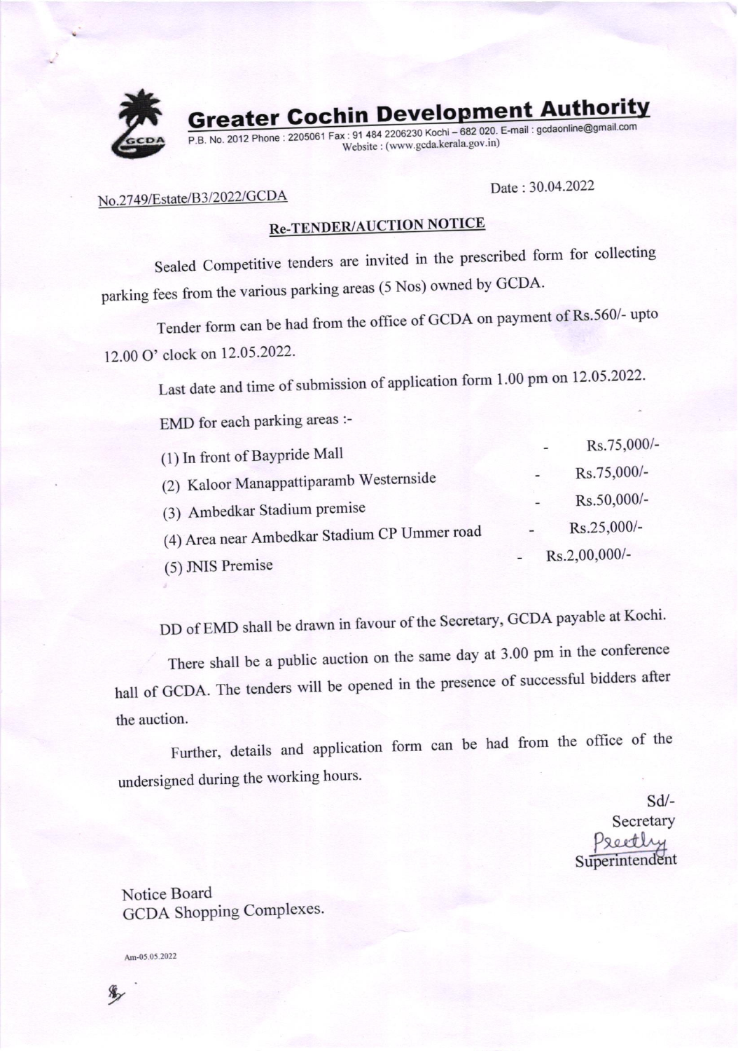# Greater Cochin Development Authority

P.B. No. 2012 Phone : 2205061 Fax : 91 484 2206230 Kochi – 682 020. E-mail : gcdaonline@gmail.com
Website : (www.gcda.kerala.gov.in)

No.2749/Estate/B3/2022/GCDA

Date : 30.04.2022

## Re-TENDER/AUCTION NOTICE

Sealed Competitive tenders are invited in the prescribed form for collecting parking fees from the various parking areas (5 Nos) owned by GCDA.

Tender form can be had from the office of GCDA on payment of Rs.560/- upto 12.00 O' clock on 12.05.2022.

Last date and time of submission of application form 1.00 pm on 12.05.2022.

EMD for each parking areas :-

| | | |
|---|---|---|
| (1) In front of Baypride Mall | - | Rs.75,000/- |
| (2) Kaloor Manappattiparamb Westernside | - | Rs.75,000/- |
| (3) Ambedkar Stadium premise | - | Rs.50,000/- |
| (4) Area near Ambedkar Stadium CP Ummer road | - | Rs.25,000/- |
| (5) JNIS Premise | - | Rs.2,00,000/- |

DD of EMD shall be drawn in favour of the Secretary, GCDA payable at Kochi.

There shall be a public auction on the same day at 3.00 pm in the conference hall of GCDA. The tenders will be opened in the presence of successful bidders after the auction.

Further, details and application form can be had from the office of the undersigned during the working hours.

Sd/-
Secretary
Preethy
Superintendent

Notice Board
GCDA Shopping Complexes.

Am-05.05.2022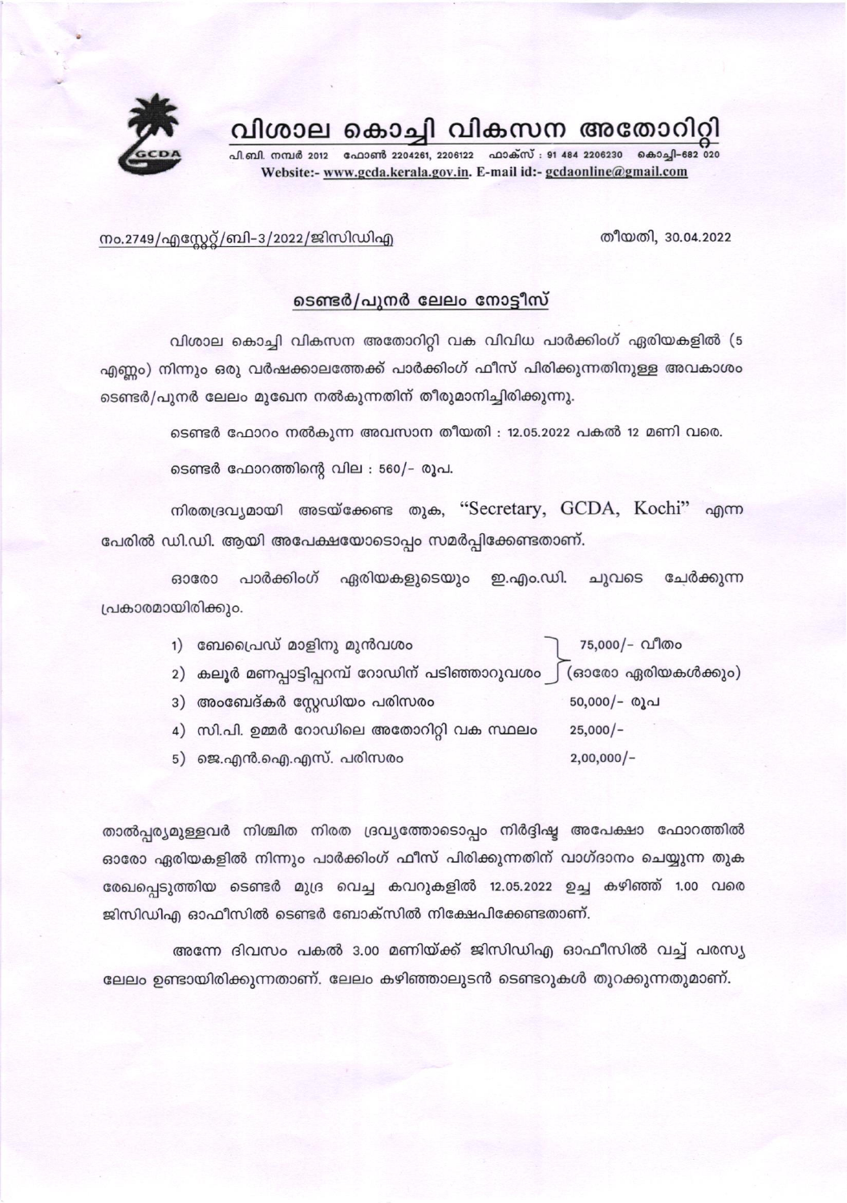# വിശാല കൊച്ചി വികസന അതോറിറ്റി

പി.ബി. നമ്പർ 2012 ഫോൺ 2204261, 2206122 ഫാക്സ് : 91 484 2206230 കൊച്ചി-682 020
Website:- www.gcda.kerala.gov.in. E-mail id:- gcdaonline@gmail.com

നം.2749/എസ്റ്റേറ്റ്/ബി-3/2022/ജിസിഡിഎ തീയതി, 30.04.2022

## ടെണ്ടർ/പുനർ ലേലം നോട്ടീസ്

വിശാല കൊച്ചി വികസന അതോറിറ്റി വക വിവിധ പാർക്കിംഗ് ഏരിയകളിൽ (5 എണ്ണം) നിന്നും ഒരു വർഷക്കാലത്തേക്ക് പാർക്കിംഗ് ഫീസ് പിരിക്കുന്നതിനുള്ള അവകാശം ടെണ്ടർ/പുനർ ലേലം മുഖേന നൽകുന്നതിന് തീരുമാനിച്ചിരിക്കുന്നു.

ടെണ്ടർ ഫോറം നൽകുന്ന അവസാന തീയതി : 12.05.2022 പകൽ 12 മണി വരെ.

ടെണ്ടർ ഫോറത്തിന്റെ വില : 560/- രൂപ.

നിരതദ്രവ്യമായി അടയ്ക്കേണ്ട തുക, "Secretary, GCDA, Kochi" എന്ന പേരിൽ ഡി.ഡി. ആയി അപേക്ഷയോടൊപ്പം സമർപ്പിക്കേണ്ടതാണ്.

ഓരോ പാർക്കിംഗ് ഏരിയകളുടെയും ഇ.എം.ഡി. ചുവടെ ചേർക്കുന്ന പ്രകാരമായിരിക്കും.

| | |
|---|---|
| 1) ബേപ്രൈഡ് മാളിനു മുൻവശം | 75,000/- വീതം (ഓരോ ഏരിയകൾക്കും) |
| 2) കലൂർ മണപ്പാട്ടിപ്പറമ്പ് റോഡിന് പടിഞ്ഞാറുവശം | |
| 3) അംബേദ്കർ സ്റ്റേഡിയം പരിസരം | 50,000/- രൂപ |
| 4) സി.പി. ഉമ്മർ റോഡിലെ അതോറിറ്റി വക സ്ഥലം | 25,000/- |
| 5) ജെ.എൻ.ഐ.എസ്. പരിസരം | 2,00,000/- |

താൽപ്പര്യമുള്ളവർ നിശ്ചിത നിരത ദ്രവ്യത്തോടൊപ്പം നിർദ്ദിഷ്ട അപേക്ഷാ ഫോറത്തിൽ ഓരോ ഏരിയകളിൽ നിന്നും പാർക്കിംഗ് ഫീസ് പിരിക്കുന്നതിന് വാഗ്ദാനം ചെയ്യുന്ന തുക രേഖപ്പെടുത്തിയ ടെണ്ടർ മുദ്ര വെച്ച കവറുകളിൽ 12.05.2022 ഉച്ച കഴിഞ്ഞ് 1.00 വരെ ജിസിഡിഎ ഓഫീസിൽ ടെണ്ടർ ബോക്സിൽ നിക്ഷേപിക്കേണ്ടതാണ്.

അന്നേ ദിവസം പകൽ 3.00 മണിയ്ക്ക് ജിസിഡിഎ ഓഫീസിൽ വച്ച് പരസ്യ ലേലം ഉണ്ടായിരിക്കുന്നതാണ്. ലേലം കഴിഞ്ഞാലുടൻ ടെണ്ടറുകൾ തുറക്കുന്നതുമാണ്.